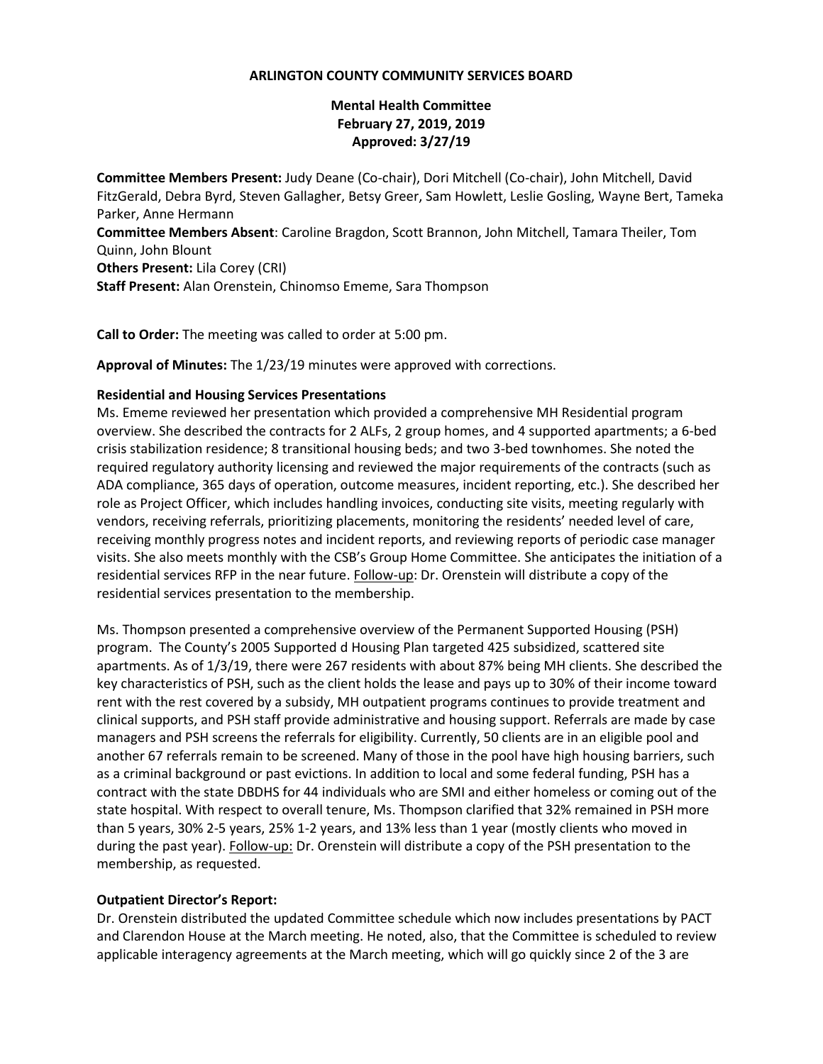**ARLINGTON COUNTY COMMUNITY SERVICES BOARD**

**Mental Health Committee**
**February 27, 2019, 2019**
**Approved: 3/27/19**

**Committee Members Present:** Judy Deane (Co-chair), Dori Mitchell (Co-chair), John Mitchell, David FitzGerald, Debra Byrd, Steven Gallagher, Betsy Greer, Sam Howlett, Leslie Gosling, Wayne Bert, Tameka Parker, Anne Hermann
**Committee Members Absent**: Caroline Bragdon, Scott Brannon, John Mitchell, Tamara Theiler, Tom Quinn, John Blount
**Others Present:** Lila Corey (CRI)
**Staff Present:** Alan Orenstein, Chinomso Ememe, Sara Thompson

**Call to Order:** The meeting was called to order at 5:00 pm.

**Approval of Minutes:** The 1/23/19 minutes were approved with corrections.

**Residential and Housing Services Presentations**
Ms. Ememe reviewed her presentation which provided a comprehensive MH Residential program overview. She described the contracts for 2 ALFs, 2 group homes, and 4 supported apartments; a 6-bed crisis stabilization residence; 8 transitional housing beds; and two 3-bed townhomes. She noted the required regulatory authority licensing and reviewed the major requirements of the contracts (such as ADA compliance, 365 days of operation, outcome measures, incident reporting, etc.). She described her role as Project Officer, which includes handling invoices, conducting site visits, meeting regularly with vendors, receiving referrals, prioritizing placements, monitoring the residents' needed level of care, receiving monthly progress notes and incident reports, and reviewing reports of periodic case manager visits. She also meets monthly with the CSB's Group Home Committee. She anticipates the initiation of a residential services RFP in the near future. Follow-up: Dr. Orenstein will distribute a copy of the residential services presentation to the membership.

Ms. Thompson presented a comprehensive overview of the Permanent Supported Housing (PSH) program. The County's 2005 Supported d Housing Plan targeted 425 subsidized, scattered site apartments. As of 1/3/19, there were 267 residents with about 87% being MH clients. She described the key characteristics of PSH, such as the client holds the lease and pays up to 30% of their income toward rent with the rest covered by a subsidy, MH outpatient programs continues to provide treatment and clinical supports, and PSH staff provide administrative and housing support. Referrals are made by case managers and PSH screens the referrals for eligibility. Currently, 50 clients are in an eligible pool and another 67 referrals remain to be screened. Many of those in the pool have high housing barriers, such as a criminal background or past evictions. In addition to local and some federal funding, PSH has a contract with the state DBDHS for 44 individuals who are SMI and either homeless or coming out of the state hospital. With respect to overall tenure, Ms. Thompson clarified that 32% remained in PSH more than 5 years, 30% 2-5 years, 25% 1-2 years, and 13% less than 1 year (mostly clients who moved in during the past year). Follow-up: Dr. Orenstein will distribute a copy of the PSH presentation to the membership, as requested.

**Outpatient Director's Report:**
Dr. Orenstein distributed the updated Committee schedule which now includes presentations by PACT and Clarendon House at the March meeting. He noted, also, that the Committee is scheduled to review applicable interagency agreements at the March meeting, which will go quickly since 2 of the 3 are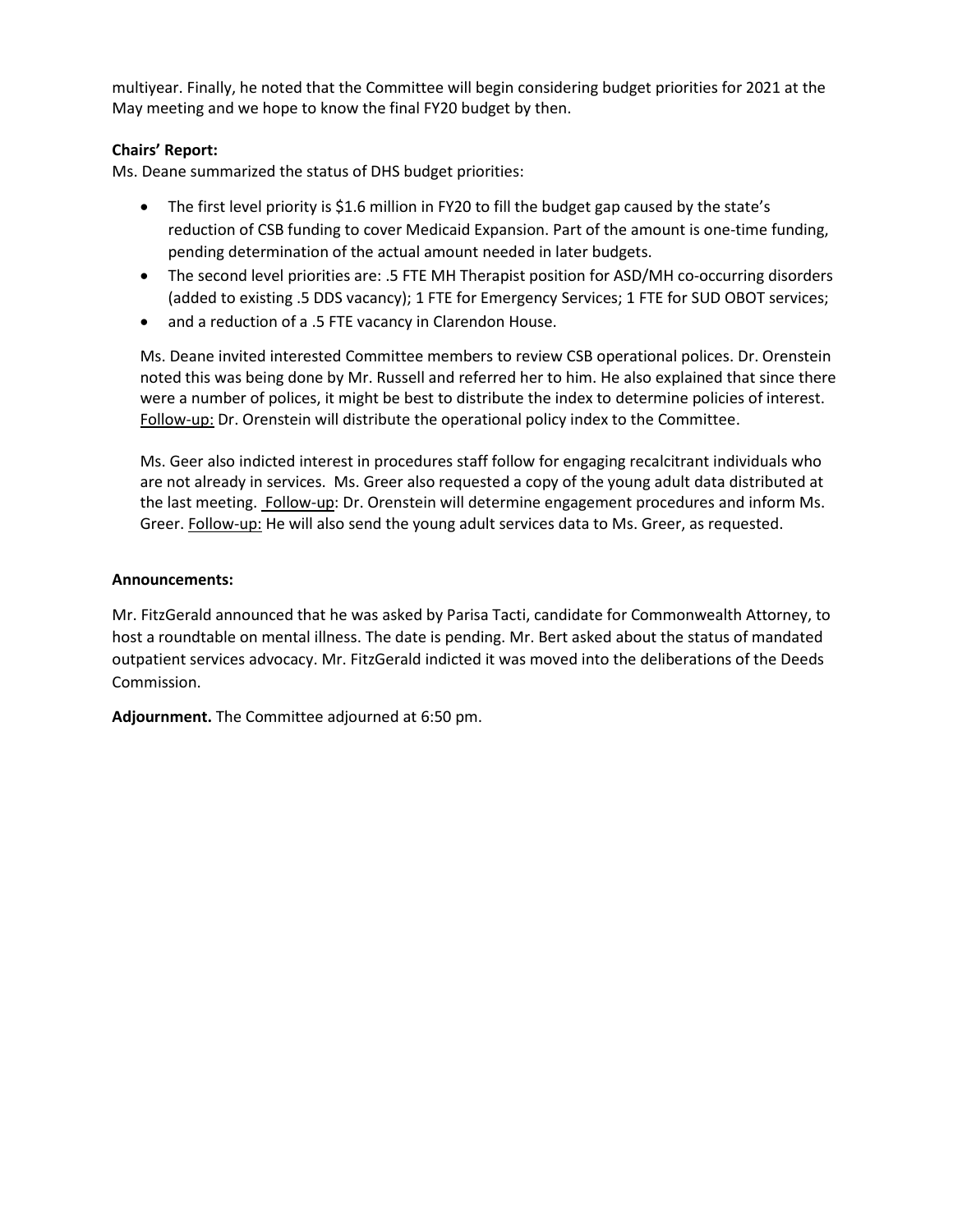multiyear. Finally, he noted that the Committee will begin considering budget priorities for 2021 at the May meeting and we hope to know the final FY20 budget by then.

**Chairs' Report:**
Ms. Deane summarized the status of DHS budget priorities:

- The first level priority is $1.6 million in FY20 to fill the budget gap caused by the state's reduction of CSB funding to cover Medicaid Expansion. Part of the amount is one-time funding, pending determination of the actual amount needed in later budgets.
- The second level priorities are: .5 FTE MH Therapist position for ASD/MH co-occurring disorders (added to existing .5 DDS vacancy); 1 FTE for Emergency Services; 1 FTE for SUD OBOT services;
- and a reduction of a .5 FTE vacancy in Clarendon House.

Ms. Deane invited interested Committee members to review CSB operational polices. Dr. Orenstein noted this was being done by Mr. Russell and referred her to him. He also explained that since there were a number of polices, it might be best to distribute the index to determine policies of interest. Follow-up: Dr. Orenstein will distribute the operational policy index to the Committee.

Ms. Geer also indicted interest in procedures staff follow for engaging recalcitrant individuals who are not already in services. Ms. Greer also requested a copy of the young adult data distributed at the last meeting. Follow-up: Dr. Orenstein will determine engagement procedures and inform Ms. Greer. Follow-up: He will also send the young adult services data to Ms. Greer, as requested.

**Announcements:**

Mr. FitzGerald announced that he was asked by Parisa Tacti, candidate for Commonwealth Attorney, to host a roundtable on mental illness. The date is pending. Mr. Bert asked about the status of mandated outpatient services advocacy. Mr. FitzGerald indicted it was moved into the deliberations of the Deeds Commission.

**Adjournment.** The Committee adjourned at 6:50 pm.